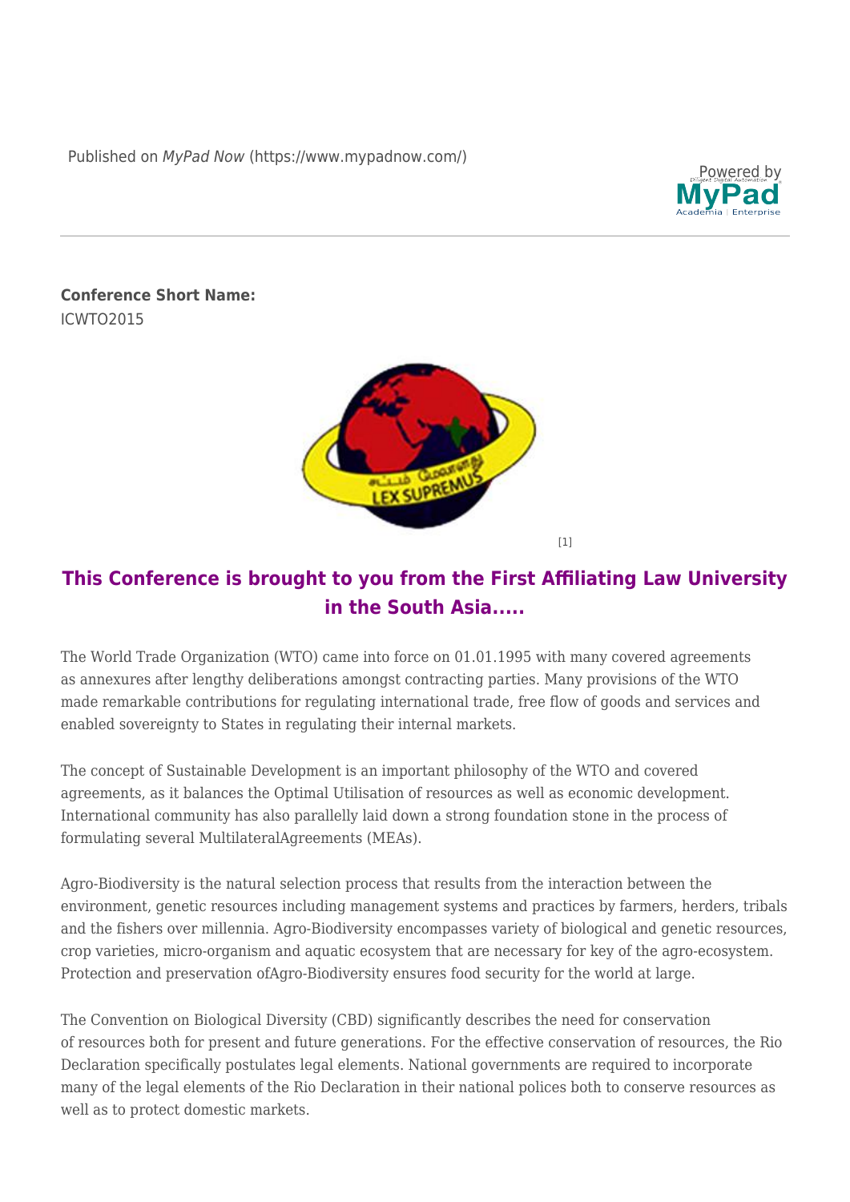Published on *MyPad Now* (https://www.mypadnow.com/)

**Conference Short Name:**
ICWTO2015

[1]

## This Conference is brought to you from the First Affiliating Law University in the South Asia.....

The World Trade Organization (WTO) came into force on 01.01.1995 with many covered agreements as annexures after lengthy deliberations amongst contracting parties. Many provisions of the WTO made remarkable contributions for regulating international trade, free flow of goods and services and enabled sovereignty to States in regulating their internal markets.

The concept of Sustainable Development is an important philosophy of the WTO and covered agreements, as it balances the Optimal Utilisation of resources as well as economic development. International community has also parallelly laid down a strong foundation stone in the process of formulating several MultilateralAgreements (MEAs).

Agro-Biodiversity is the natural selection process that results from the interaction between the environment, genetic resources including management systems and practices by farmers, herders, tribals and the fishers over millennia. Agro-Biodiversity encompasses variety of biological and genetic resources, crop varieties, micro-organism and aquatic ecosystem that are necessary for key of the agro-ecosystem. Protection and preservation ofAgro-Biodiversity ensures food security for the world at large.

The Convention on Biological Diversity (CBD) significantly describes the need for conservation of resources both for present and future generations. For the effective conservation of resources, the Rio Declaration specifically postulates legal elements. National governments are required to incorporate many of the legal elements of the Rio Declaration in their national polices both to conserve resources as well as to protect domestic markets.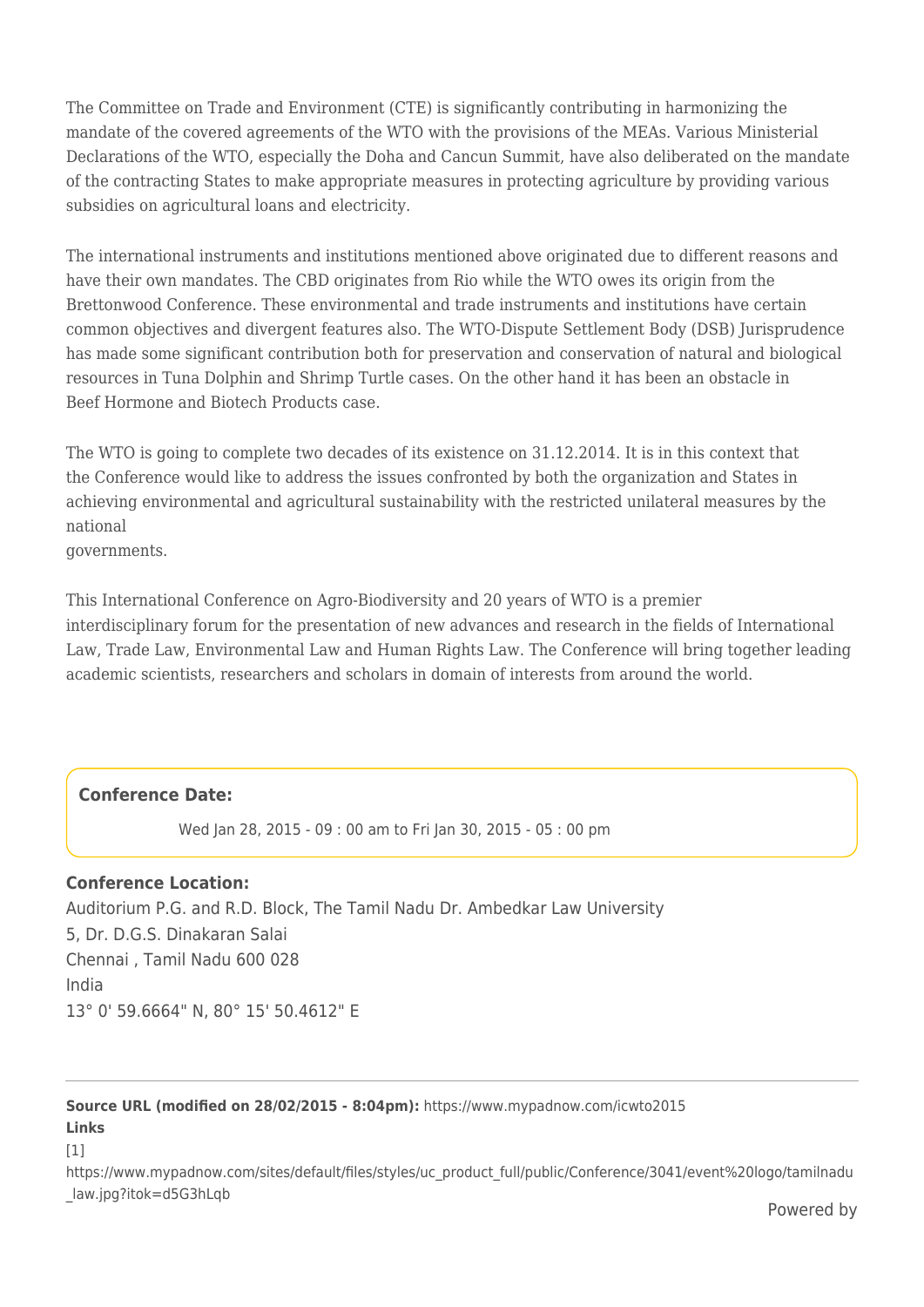The Committee on Trade and Environment (CTE) is significantly contributing in harmonizing the mandate of the covered agreements of the WTO with the provisions of the MEAs. Various Ministerial Declarations of the WTO, especially the Doha and Cancun Summit, have also deliberated on the mandate of the contracting States to make appropriate measures in protecting agriculture by providing various subsidies on agricultural loans and electricity.

The international instruments and institutions mentioned above originated due to different reasons and have their own mandates. The CBD originates from Rio while the WTO owes its origin from the Brettonwood Conference. These environmental and trade instruments and institutions have certain common objectives and divergent features also. The WTO-Dispute Settlement Body (DSB) Jurisprudence has made some significant contribution both for preservation and conservation of natural and biological resources in Tuna Dolphin and Shrimp Turtle cases. On the other hand it has been an obstacle in Beef Hormone and Biotech Products case.

The WTO is going to complete two decades of its existence on 31.12.2014. It is in this context that the Conference would like to address the issues confronted by both the organization and States in achieving environmental and agricultural sustainability with the restricted unilateral measures by the national governments.

This International Conference on Agro-Biodiversity and 20 years of WTO is a premier interdisciplinary forum for the presentation of new advances and research in the fields of International Law, Trade Law, Environmental Law and Human Rights Law. The Conference will bring together leading academic scientists, researchers and scholars in domain of interests from around the world.

**Conference Date:**

Wed Jan 28, 2015 - 09 : 00 am to Fri Jan 30, 2015 - 05 : 00 pm

**Conference Location:**

Auditorium P.G. and R.D. Block, The Tamil Nadu Dr. Ambedkar Law University
5, Dr. D.G.S. Dinakaran Salai
Chennai , Tamil Nadu 600 028
India
13° 0' 59.6664" N, 80° 15' 50.4612" E

---

**Source URL (modified on 28/02/2015 - 8:04pm):** https://www.mypadnow.com/icwto2015

**Links**

[1] https://www.mypadnow.com/sites/default/files/styles/uc_product_full/public/Conference/3041/event%20logo/tamilnadu_law.jpg?itok=d5G3hLqb